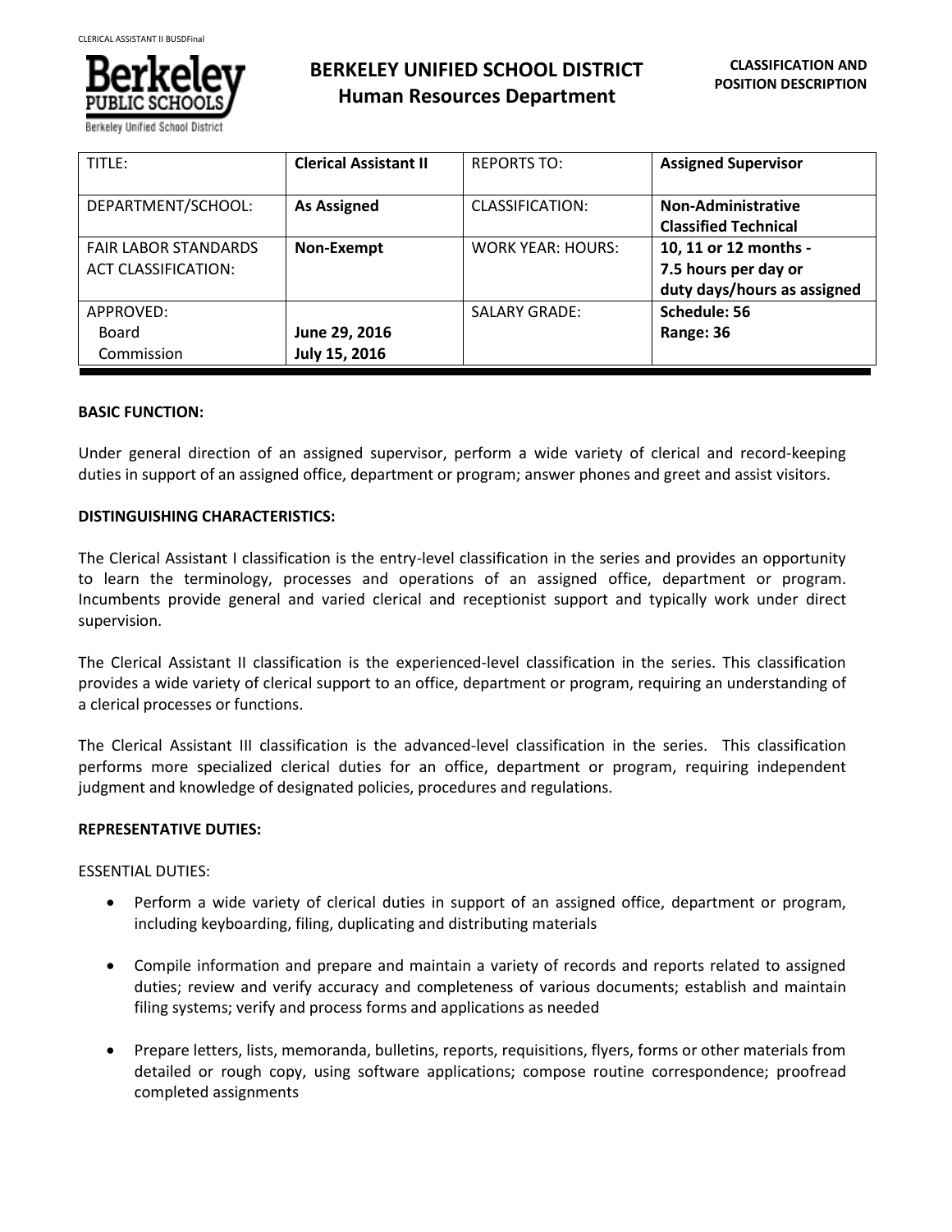# BERKELEY UNIFIED SCHOOL DISTRICT
## Human Resources Department

**CLASSIFICATION AND POSITION DESCRIPTION**

| TITLE: | **Clerical Assistant II** | REPORTS TO: | **Assigned Supervisor** |
|---|---|---|---|
| DEPARTMENT/SCHOOL: | **As Assigned** | CLASSIFICATION: | **Non-Administrative Classified Technical** |
| FAIR LABOR STANDARDS ACT CLASSIFICATION: | **Non-Exempt** | WORK YEAR: HOURS: | **10, 11 or 12 months - 7.5 hours per day or duty days/hours as assigned** |
| APPROVED: Board Commission | **June 29, 2016** **July 15, 2016** | SALARY GRADE: | **Schedule: 56** **Range: 36** |

**BASIC FUNCTION:**

Under general direction of an assigned supervisor, perform a wide variety of clerical and record-keeping duties in support of an assigned office, department or program; answer phones and greet and assist visitors.

**DISTINGUISHING CHARACTERISTICS:**

The Clerical Assistant I classification is the entry-level classification in the series and provides an opportunity to learn the terminology, processes and operations of an assigned office, department or program. Incumbents provide general and varied clerical and receptionist support and typically work under direct supervision.

The Clerical Assistant II classification is the experienced-level classification in the series. This classification provides a wide variety of clerical support to an office, department or program, requiring an understanding of a clerical processes or functions.

The Clerical Assistant III classification is the advanced-level classification in the series. This classification performs more specialized clerical duties for an office, department or program, requiring independent judgment and knowledge of designated policies, procedures and regulations.

**REPRESENTATIVE DUTIES:**

ESSENTIAL DUTIES:

- Perform a wide variety of clerical duties in support of an assigned office, department or program, including keyboarding, filing, duplicating and distributing materials
- Compile information and prepare and maintain a variety of records and reports related to assigned duties; review and verify accuracy and completeness of various documents; establish and maintain filing systems; verify and process forms and applications as needed
- Prepare letters, lists, memoranda, bulletins, reports, requisitions, flyers, forms or other materials from detailed or rough copy, using software applications; compose routine correspondence; proofread completed assignments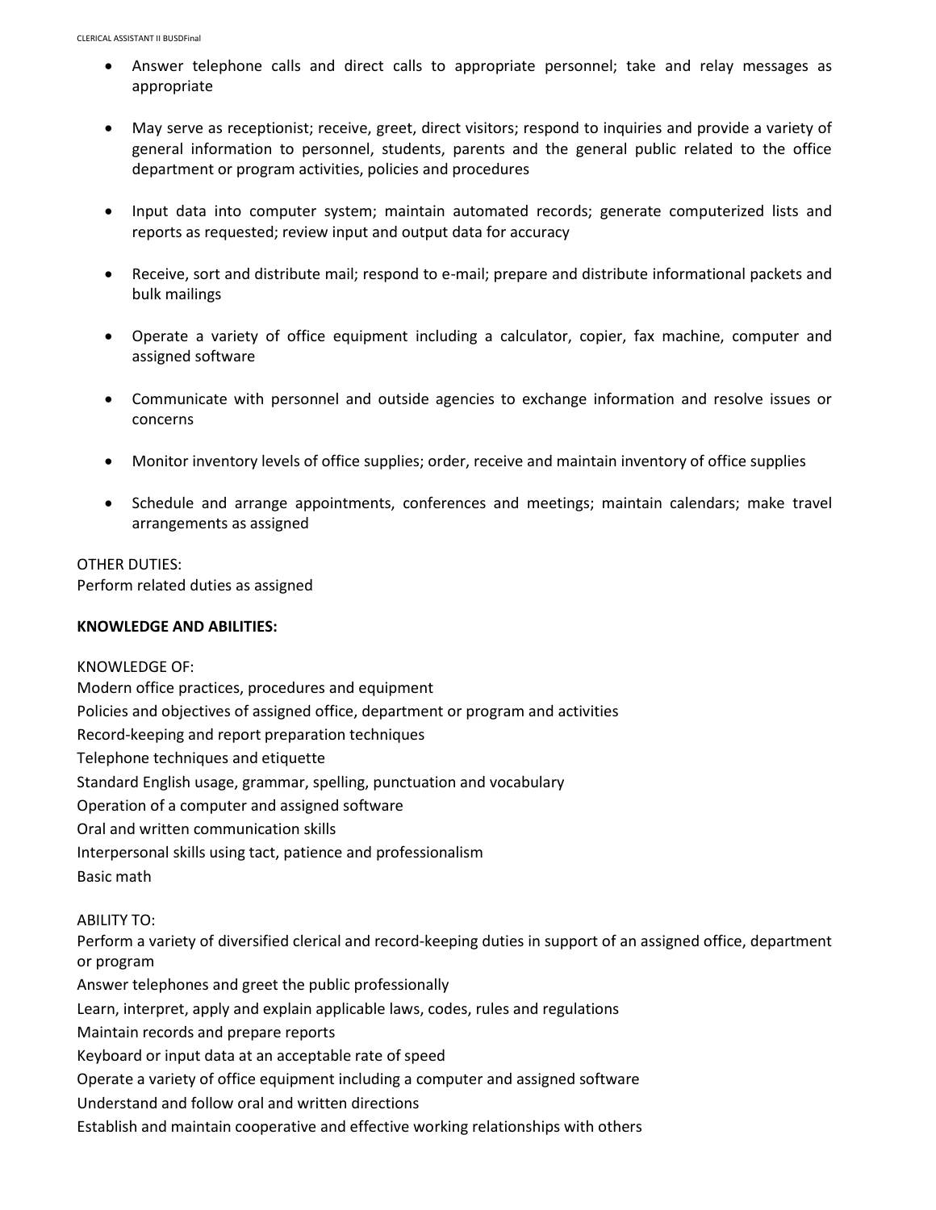- Answer telephone calls and direct calls to appropriate personnel; take and relay messages as appropriate

- May serve as receptionist; receive, greet, direct visitors; respond to inquiries and provide a variety of general information to personnel, students, parents and the general public related to the office department or program activities, policies and procedures

- Input data into computer system; maintain automated records; generate computerized lists and reports as requested; review input and output data for accuracy

- Receive, sort and distribute mail; respond to e-mail; prepare and distribute informational packets and bulk mailings

- Operate a variety of office equipment including a calculator, copier, fax machine, computer and assigned software

- Communicate with personnel and outside agencies to exchange information and resolve issues or concerns

- Monitor inventory levels of office supplies; order, receive and maintain inventory of office supplies

- Schedule and arrange appointments, conferences and meetings; maintain calendars; make travel arrangements as assigned

OTHER DUTIES:
Perform related duties as assigned

**KNOWLEDGE AND ABILITIES:**

KNOWLEDGE OF:
Modern office practices, procedures and equipment
Policies and objectives of assigned office, department or program and activities
Record-keeping and report preparation techniques
Telephone techniques and etiquette
Standard English usage, grammar, spelling, punctuation and vocabulary
Operation of a computer and assigned software
Oral and written communication skills
Interpersonal skills using tact, patience and professionalism
Basic math

ABILITY TO:
Perform a variety of diversified clerical and record-keeping duties in support of an assigned office, department or program
Answer telephones and greet the public professionally
Learn, interpret, apply and explain applicable laws, codes, rules and regulations
Maintain records and prepare reports
Keyboard or input data at an acceptable rate of speed
Operate a variety of office equipment including a computer and assigned software
Understand and follow oral and written directions
Establish and maintain cooperative and effective working relationships with others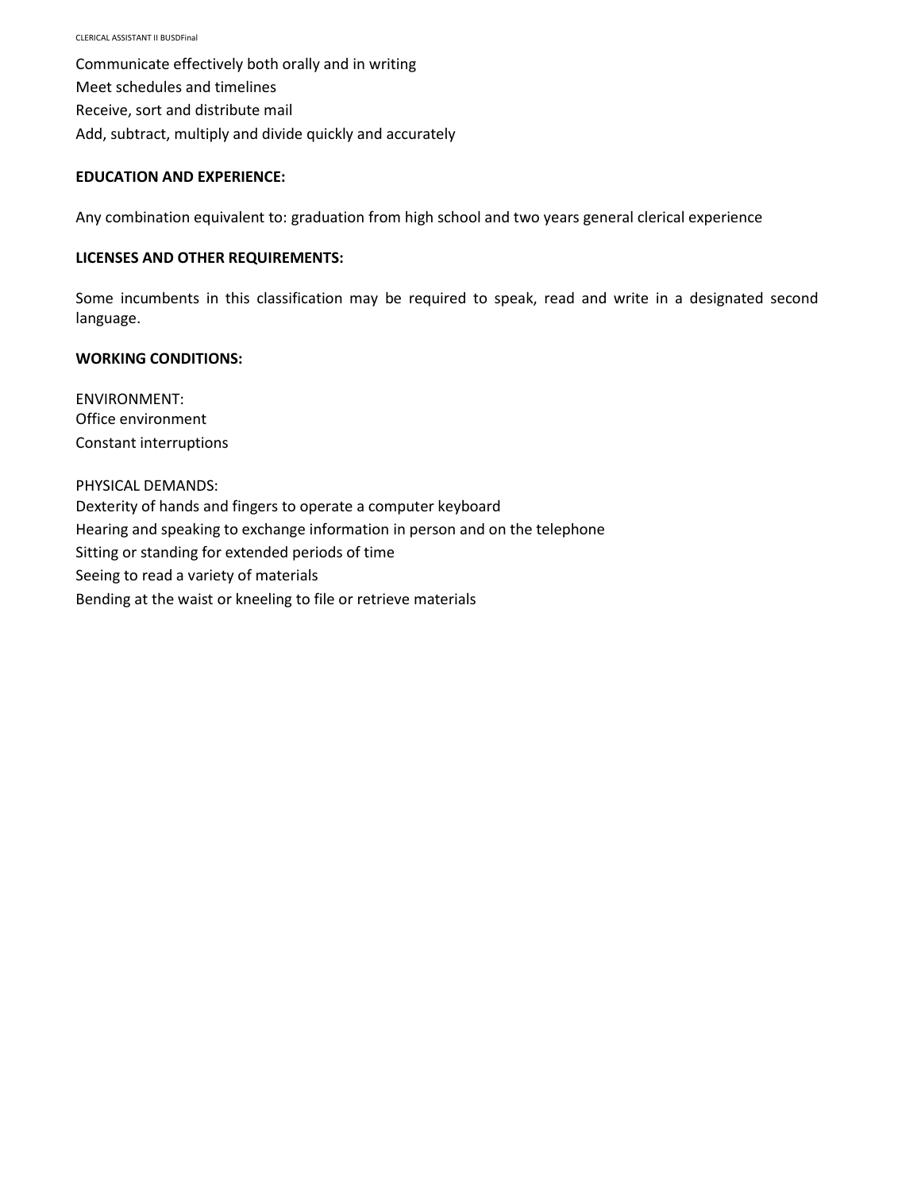Communicate effectively both orally and in writing
Meet schedules and timelines
Receive, sort and distribute mail
Add, subtract, multiply and divide quickly and accurately

**EDUCATION AND EXPERIENCE:**

Any combination equivalent to: graduation from high school and two years general clerical experience

**LICENSES AND OTHER REQUIREMENTS:**

Some incumbents in this classification may be required to speak, read and write in a designated second language.

**WORKING CONDITIONS:**

ENVIRONMENT:
Office environment
Constant interruptions

PHYSICAL DEMANDS:
Dexterity of hands and fingers to operate a computer keyboard
Hearing and speaking to exchange information in person and on the telephone
Sitting or standing for extended periods of time
Seeing to read a variety of materials
Bending at the waist or kneeling to file or retrieve materials